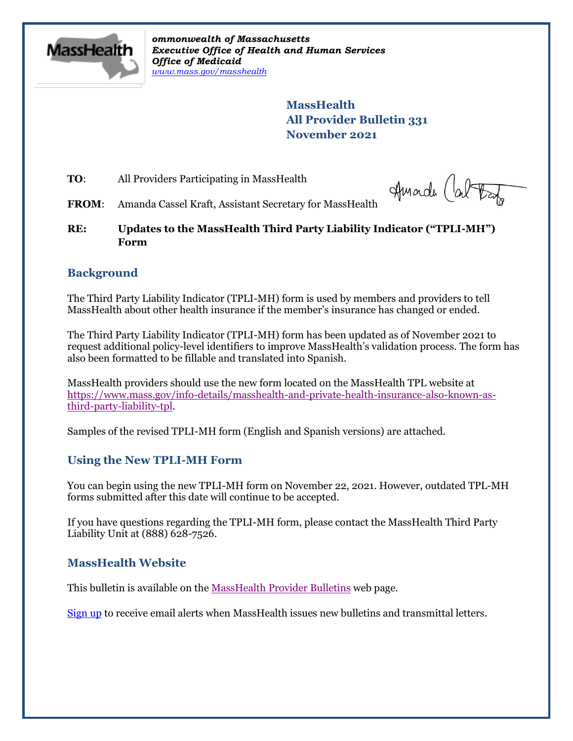*ommonwealth of Massachusetts*
***Executive Office of Health and Human Services***
***Office of Medicaid***
*www.mass.gov/masshealth*

**MassHealth**
**All Provider Bulletin 331**
**November 2021**

**TO**: All Providers Participating in MassHealth

**FROM**: Amanda Cassel Kraft, Assistant Secretary for MassHealth

**RE: Updates to the MassHealth Third Party Liability Indicator ("TPLI-MH") Form**

## Background

The Third Party Liability Indicator (TPLI-MH) form is used by members and providers to tell MassHealth about other health insurance if the member's insurance has changed or ended.

The Third Party Liability Indicator (TPLI-MH) form has been updated as of November 2021 to request additional policy-level identifiers to improve MassHealth's validation process. The form has also been formatted to be fillable and translated into Spanish.

MassHealth providers should use the new form located on the MassHealth TPL website at https://www.mass.gov/info-details/masshealth-and-private-health-insurance-also-known-as-third-party-liability-tpl.

Samples of the revised TPLI-MH form (English and Spanish versions) are attached.

## Using the New TPLI-MH Form

You can begin using the new TPLI-MH form on November 22, 2021. However, outdated TPL-MH forms submitted after this date will continue to be accepted.

If you have questions regarding the TPLI-MH form, please contact the MassHealth Third Party Liability Unit at (888) 628-7526.

## MassHealth Website

This bulletin is available on the MassHealth Provider Bulletins web page.

Sign up to receive email alerts when MassHealth issues new bulletins and transmittal letters.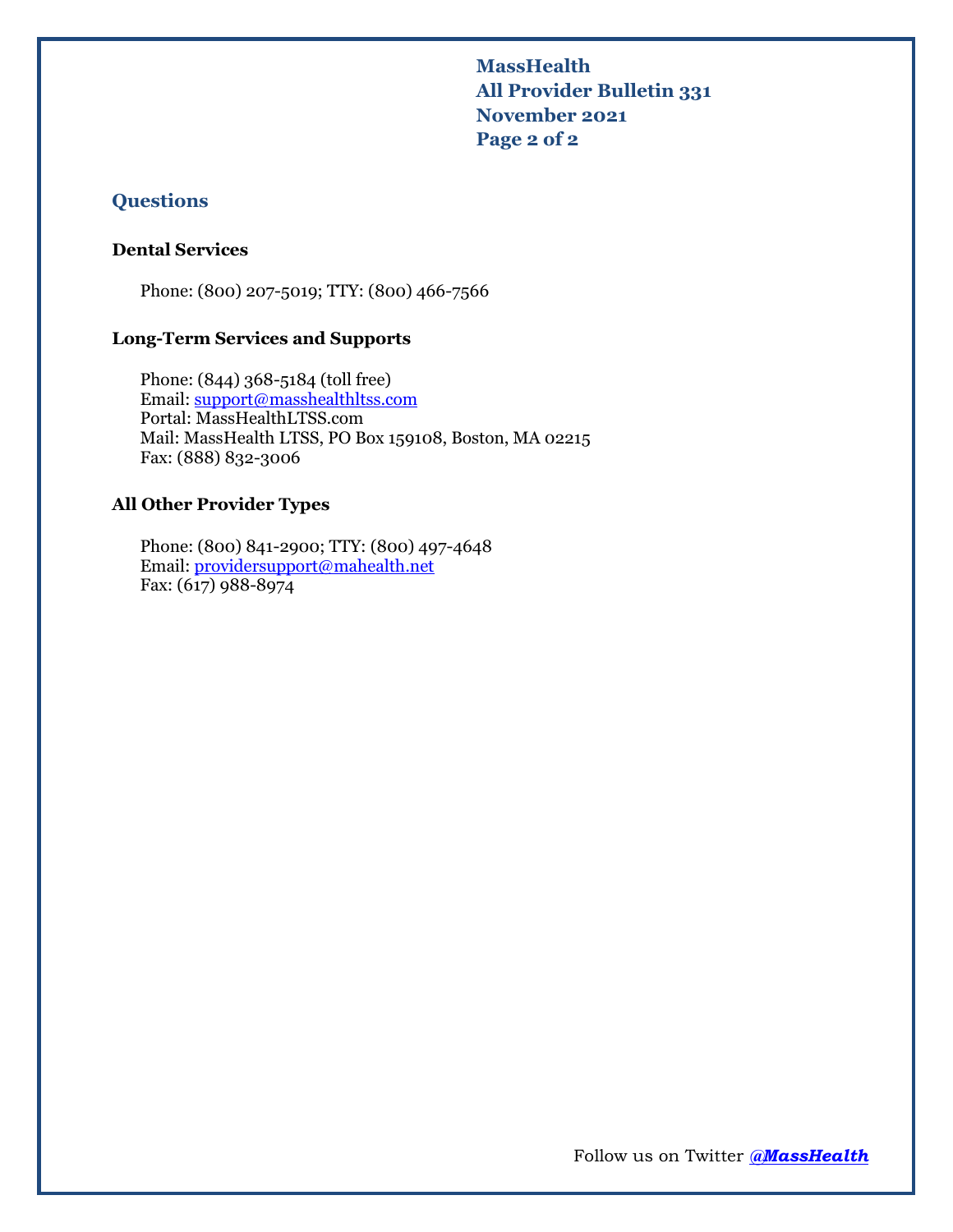## Questions

**Dental Services**

Phone: (800) 207-5019; TTY: (800) 466-7566

**Long-Term Services and Supports**

Phone: (844) 368-5184 (toll free)
Email: support@masshealthltss.com
Portal: MassHealthLTSS.com
Mail: MassHealth LTSS, PO Box 159108, Boston, MA 02215
Fax: (888) 832-3006

**All Other Provider Types**

Phone: (800) 841-2900; TTY: (800) 497-4648
Email: providersupport@mahealth.net
Fax: (617) 988-8974

Follow us on Twitter ***@MassHealth***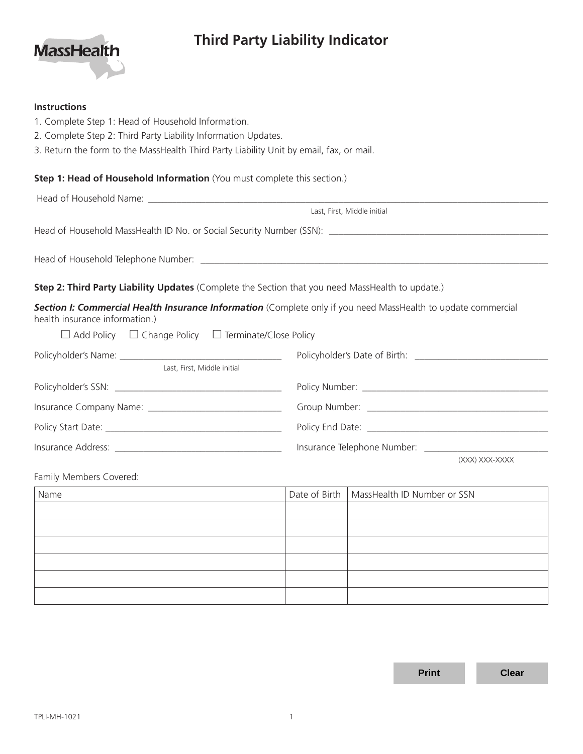# Third Party Liability Indicator

MassHealth

**Instructions**

1. Complete Step 1: Head of Household Information.
2. Complete Step 2: Third Party Liability Information Updates.
3. Return the form to the MassHealth Third Party Liability Unit by email, fax, or mail.

**Step 1: Head of Household Information** (You must complete this section.)

Head of Household Name: ______________________________________________
Last, First, Middle initial

Head of Household MassHealth ID No. or Social Security Number (SSN): ______________________

Head of Household Telephone Number: ______________________________________

**Step 2: Third Party Liability Updates** (Complete the Section that you need MassHealth to update.)

***Section I: Commercial Health Insurance Information*** (Complete only if you need MassHealth to update commercial health insurance information.)

☐ Add Policy ☐ Change Policy ☐ Terminate/Close Policy

Policyholder's Name: ______________________
Last, First, Middle initial

Policyholder's Date of Birth: ______________________

Policyholder's SSN: ______________________

Policy Number: ______________________

Insurance Company Name: ______________________

Group Number: ______________________

Policy Start Date: ______________________

Policy End Date: ______________________

Insurance Address: ______________________

Insurance Telephone Number: ______________________
(XXX) XXX-XXXX

Family Members Covered:

| Name | Date of Birth | MassHealth ID Number or SSN |
|---|---|---|
| | | |
| | | |
| | | |
| | | |
| | | |
| | | |

Print Clear

TPLI-MH-1021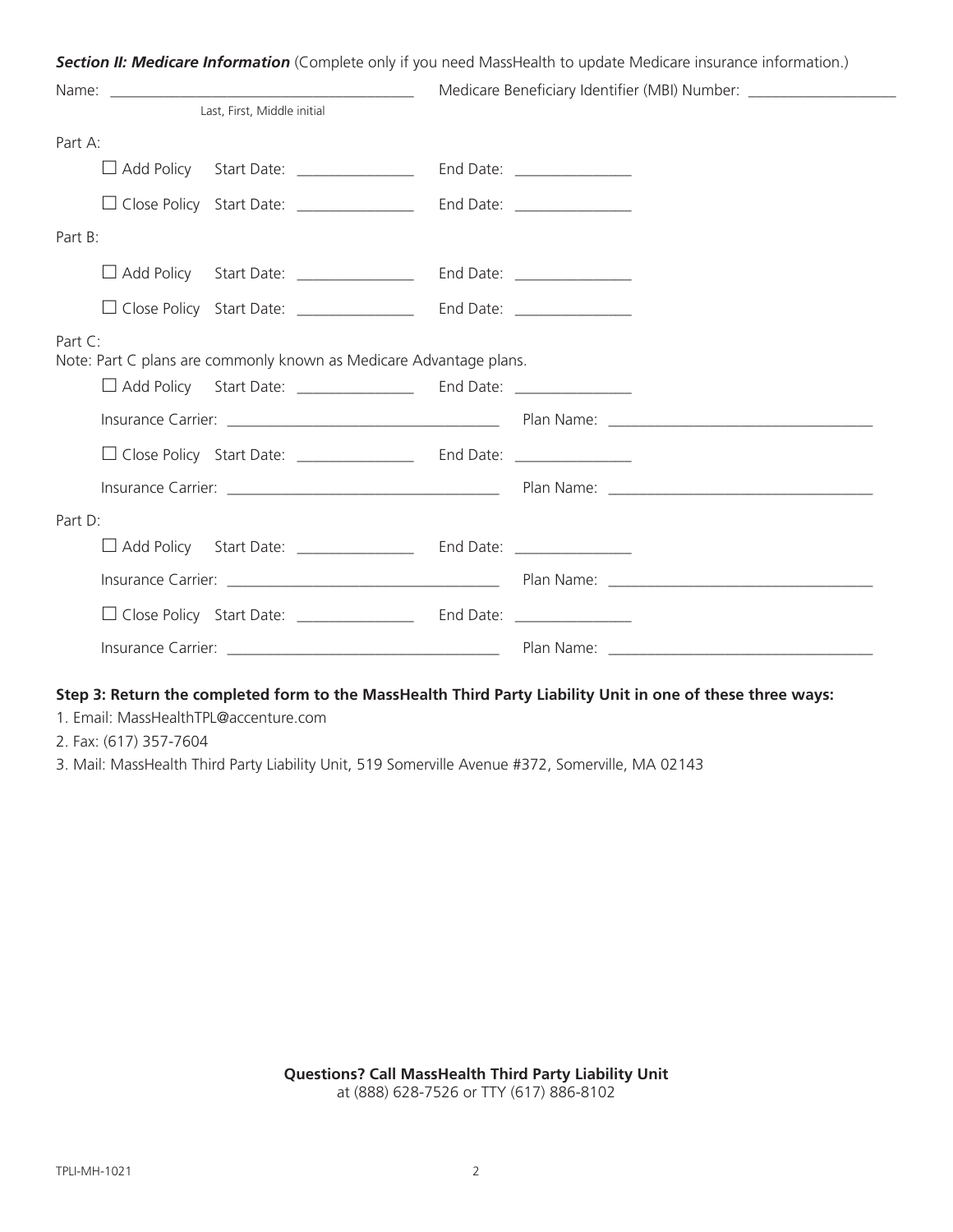***Section II: Medicare Information*** (Complete only if you need MassHealth to update Medicare insurance information.)

Name: ______________________________________ Medicare Beneficiary Identifier (MBI) Number: ___________________
Last, First, Middle initial

Part A:

☐ Add Policy Start Date: _______________ End Date: _______________

☐ Close Policy Start Date: _______________ End Date: _______________

Part B:

☐ Add Policy Start Date: _______________ End Date: _______________

☐ Close Policy Start Date: _______________ End Date: _______________

Part C:
Note: Part C plans are commonly known as Medicare Advantage plans.

☐ Add Policy Start Date: _______________ End Date: _______________

Insurance Carrier: _________________________________ Plan Name: _________________________________

☐ Close Policy Start Date: _______________ End Date: _______________

Insurance Carrier: _________________________________ Plan Name: _________________________________

Part D:

☐ Add Policy Start Date: _______________ End Date: _______________

Insurance Carrier: _________________________________ Plan Name: _________________________________

☐ Close Policy Start Date: _______________ End Date: _______________

Insurance Carrier: _________________________________ Plan Name: _________________________________

**Step 3: Return the completed form to the MassHealth Third Party Liability Unit in one of these three ways:**

1. Email: MassHealthTPL@accenture.com
2. Fax: (617) 357-7604
3. Mail: MassHealth Third Party Liability Unit, 519 Somerville Avenue #372, Somerville, MA 02143

**Questions? Call MassHealth Third Party Liability Unit**
at (888) 628-7526 or TTY (617) 886-8102

TPLI-MH-1021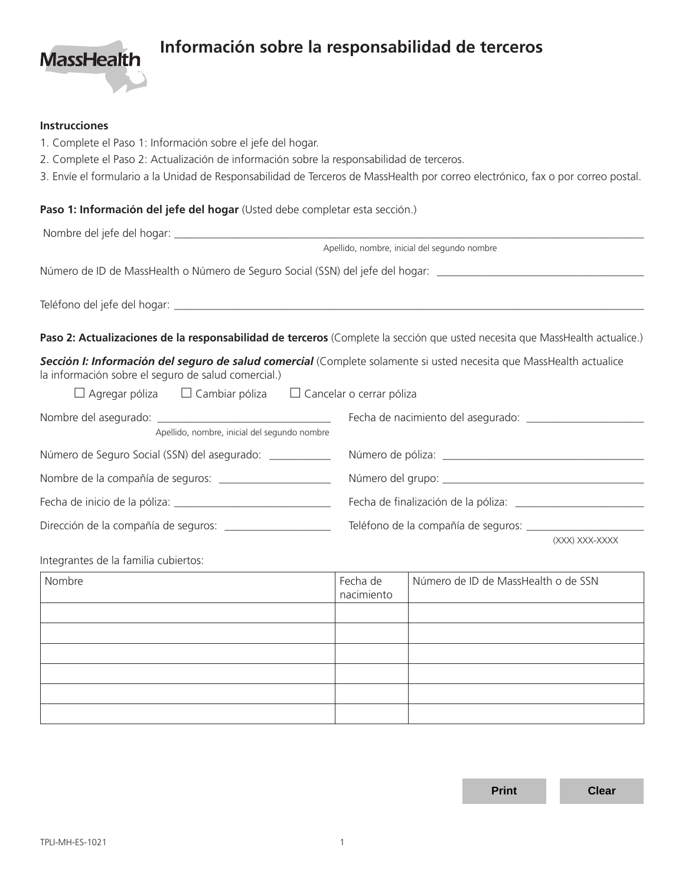MassHealth

# Información sobre la responsabilidad de terceros

**Instrucciones**

1. Complete el Paso 1: Información sobre el jefe del hogar.
2. Complete el Paso 2: Actualización de información sobre la responsabilidad de terceros.
3. Envíe el formulario a la Unidad de Responsabilidad de Terceros de MassHealth por correo electrónico, fax o por correo postal.

**Paso 1: Información del jefe del hogar** (Usted debe completar esta sección.)

Nombre del jefe del hogar: ______________________________________________
Apellido, nombre, inicial del segundo nombre

Número de ID de MassHealth o Número de Seguro Social (SSN) del jefe del hogar: ______________________

Teléfono del jefe del hogar: ______________________________________________

**Paso 2: Actualizaciones de la responsabilidad de terceros** (Complete la sección que usted necesita que MassHealth actualice.)

***Sección I: Información del seguro de salud comercial*** (Complete solamente si usted necesita que MassHealth actualice la información sobre el seguro de salud comercial.)

☐ Agregar póliza ☐ Cambiar póliza ☐ Cancelar o cerrar póliza

Nombre del asegurado: ______________________
Apellido, nombre, inicial del segundo nombre

Fecha de nacimiento del asegurado: ______________________

Número de Seguro Social (SSN) del asegurado: ___________

Número de póliza: ______________________

Nombre de la compañía de seguros: ______________________

Número del grupo: ______________________

Fecha de inicio de la póliza: ______________________

Fecha de finalización de la póliza: ______________________

Dirección de la compañía de seguros: ______________________

Teléfono de la compañía de seguros: ______________________
(XXX) XXX-XXXX

Integrantes de la familia cubiertos:

| Nombre | Fecha de nacimiento | Número de ID de MassHealth o de SSN |
|---|---|---|
| | | |
| | | |
| | | |
| | | |
| | | |
| | | |

Print Clear

TPLI-MH-ES-1021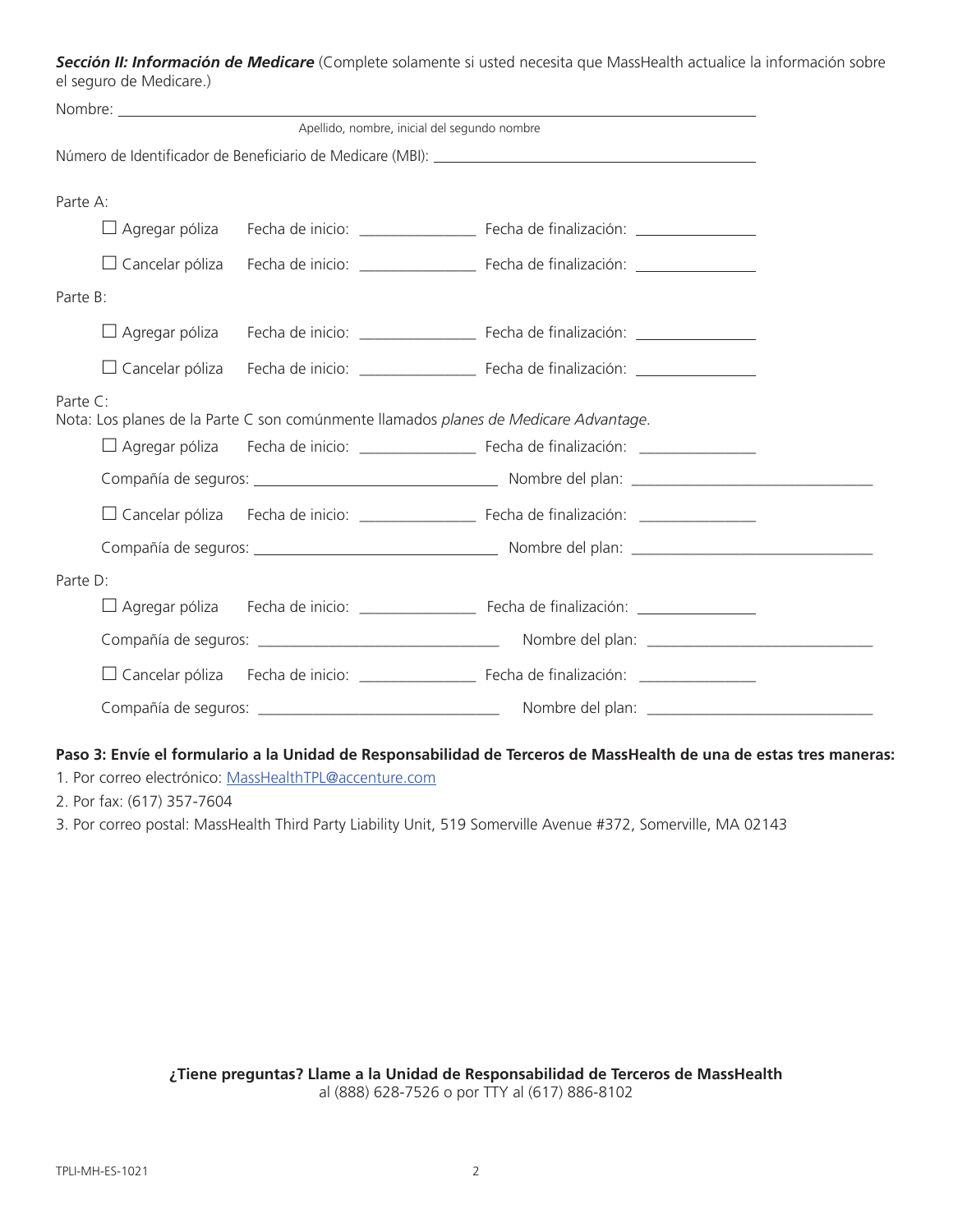***Sección II: Información de Medicare*** (Complete solamente si usted necesita que MassHealth actualice la información sobre el seguro de Medicare.)

Nombre: ______________________________________________________________
Apellido, nombre, inicial del segundo nombre

Número de Identificador de Beneficiario de Medicare (MBI): ______________________________

Parte A:

☐ Agregar póliza Fecha de inicio: ______________ Fecha de finalización: ______________

☐ Cancelar póliza Fecha de inicio: ______________ Fecha de finalización: ______________

Parte B:

☐ Agregar póliza Fecha de inicio: ______________ Fecha de finalización: ______________

☐ Cancelar póliza Fecha de inicio: ______________ Fecha de finalización: ______________

Parte C:
Nota: Los planes de la Parte C son comúnmente llamados *planes de Medicare Advantage*.

☐ Agregar póliza Fecha de inicio: ______________ Fecha de finalización: ______________

Compañía de seguros: ____________________________ Nombre del plan: ____________________________

☐ Cancelar póliza Fecha de inicio: ______________ Fecha de finalización: ______________

Compañía de seguros: ____________________________ Nombre del plan: ____________________________

Parte D:

☐ Agregar póliza Fecha de inicio: ______________ Fecha de finalización: ______________

Compañía de seguros: ____________________________ Nombre del plan: ____________________________

☐ Cancelar póliza Fecha de inicio: ______________ Fecha de finalización: ______________

Compañía de seguros: ____________________________ Nombre del plan: ____________________________

**Paso 3: Envíe el formulario a la Unidad de Responsabilidad de Terceros de MassHealth de una de estas tres maneras:**

1. Por correo electrónico: MassHealthTPL@accenture.com
2. Por fax: (617) 357-7604
3. Por correo postal: MassHealth Third Party Liability Unit, 519 Somerville Avenue #372, Somerville, MA 02143

**¿Tiene preguntas? Llame a la Unidad de Responsabilidad de Terceros de MassHealth**
al (888) 628-7526 o por TTY al (617) 886-8102

TPLI-MH-ES-1021